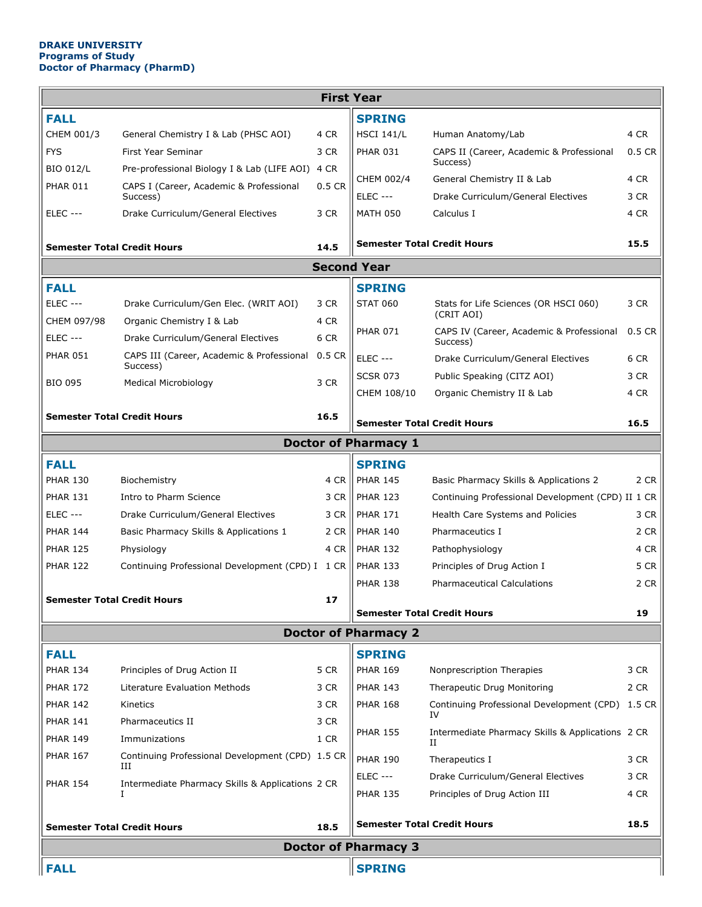**DRAKE UNIVERSITY**
**Programs of Study**
**Doctor of Pharmacy (PharmD)**

## First Year

### FALL

| Course | Title | Credits |
|---|---|---|
| CHEM 001/3 | General Chemistry I & Lab (PHSC AOI) | 4 CR |
| FYS | First Year Seminar | 3 CR |
| BIO 012/L | Pre-professional Biology I & Lab (LIFE AOI) | 4 CR |
| PHAR 011 | CAPS I (Career, Academic & Professional Success) | 0.5 CR |
| ELEC --- | Drake Curriculum/General Electives | 3 CR |
| **Semester Total Credit Hours** | | **14.5** |

### SPRING

| Course | Title | Credits |
|---|---|---|
| HSCI 141/L | Human Anatomy/Lab | 4 CR |
| PHAR 031 | CAPS II (Career, Academic & Professional Success) | 0.5 CR |
| CHEM 002/4 | General Chemistry II & Lab | 4 CR |
| ELEC --- | Drake Curriculum/General Electives | 3 CR |
| MATH 050 | Calculus I | 4 CR |
| **Semester Total Credit Hours** | | **15.5** |

## Second Year

### FALL

| Course | Title | Credits |
|---|---|---|
| ELEC --- | Drake Curriculum/Gen Elec. (WRIT AOI) | 3 CR |
| CHEM 097/98 | Organic Chemistry I & Lab | 4 CR |
| ELEC --- | Drake Curriculum/General Electives | 6 CR |
| PHAR 051 | CAPS III (Career, Academic & Professional Success) | 0.5 CR |
| BIO 095 | Medical Microbiology | 3 CR |
| **Semester Total Credit Hours** | | **16.5** |

### SPRING

| Course | Title | Credits |
|---|---|---|
| STAT 060 | Stats for Life Sciences (OR HSCI 060) (CRIT AOI) | 3 CR |
| PHAR 071 | CAPS IV (Career, Academic & Professional Success) | 0.5 CR |
| ELEC --- | Drake Curriculum/General Electives | 6 CR |
| SCSR 073 | Public Speaking (CITZ AOI) | 3 CR |
| CHEM 108/10 | Organic Chemistry II & Lab | 4 CR |
| **Semester Total Credit Hours** | | **16.5** |

## Doctor of Pharmacy 1

### FALL

| Course | Title | Credits |
|---|---|---|
| PHAR 130 | Biochemistry | 4 CR |
| PHAR 131 | Intro to Pharm Science | 3 CR |
| ELEC --- | Drake Curriculum/General Electives | 3 CR |
| PHAR 144 | Basic Pharmacy Skills & Applications 1 | 2 CR |
| PHAR 125 | Physiology | 4 CR |
| PHAR 122 | Continuing Professional Development (CPD) I | 1 CR |
| **Semester Total Credit Hours** | | **17** |

### SPRING

| Course | Title | Credits |
|---|---|---|
| PHAR 145 | Basic Pharmacy Skills & Applications 2 | 2 CR |
| PHAR 123 | Continuing Professional Development (CPD) II | 1 CR |
| PHAR 171 | Health Care Systems and Policies | 3 CR |
| PHAR 140 | Pharmaceutics I | 2 CR |
| PHAR 132 | Pathophysiology | 4 CR |
| PHAR 133 | Principles of Drug Action I | 5 CR |
| PHAR 138 | Pharmaceutical Calculations | 2 CR |
| **Semester Total Credit Hours** | | **19** |

## Doctor of Pharmacy 2

### FALL

| Course | Title | Credits |
|---|---|---|
| PHAR 134 | Principles of Drug Action II | 5 CR |
| PHAR 172 | Literature Evaluation Methods | 3 CR |
| PHAR 142 | Kinetics | 3 CR |
| PHAR 141 | Pharmaceutics II | 3 CR |
| PHAR 149 | Immunizations | 1 CR |
| PHAR 167 | Continuing Professional Development (CPD) III | 1.5 CR |
| PHAR 154 | Intermediate Pharmacy Skills & Applications I | 2 CR |
| **Semester Total Credit Hours** | | **18.5** |

### SPRING

| Course | Title | Credits |
|---|---|---|
| PHAR 169 | Nonprescription Therapies | 3 CR |
| PHAR 143 | Therapeutic Drug Monitoring | 2 CR |
| PHAR 168 | Continuing Professional Development (CPD) IV | 1.5 CR |
| PHAR 155 | Intermediate Pharmacy Skills & Applications II | 2 CR |
| PHAR 190 | Therapeutics I | 3 CR |
| ELEC --- | Drake Curriculum/General Electives | 3 CR |
| PHAR 135 | Principles of Drug Action III | 4 CR |
| **Semester Total Credit Hours** | | **18.5** |

## Doctor of Pharmacy 3

### FALL

### SPRING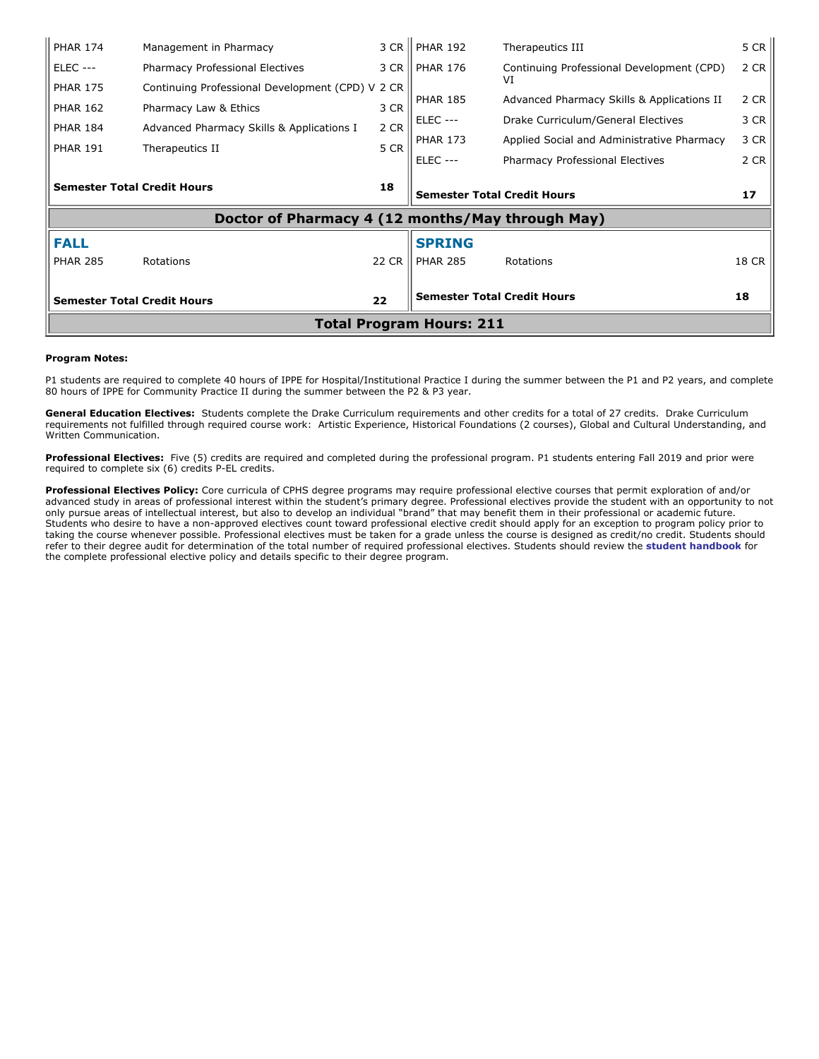| | | | | | |
|---|---|---|---|---|---|
| PHAR 174 | Management in Pharmacy | 3 CR | PHAR 192 | Therapeutics III | 5 CR |
| ELEC --- | Pharmacy Professional Electives | 3 CR | PHAR 176 | Continuing Professional Development (CPD) VI | 2 CR |
| PHAR 175 | Continuing Professional Development (CPD) V | 2 CR | PHAR 185 | Advanced Pharmacy Skills & Applications II | 2 CR |
| PHAR 162 | Pharmacy Law & Ethics | 3 CR | ELEC --- | Drake Curriculum/General Electives | 3 CR |
| PHAR 184 | Advanced Pharmacy Skills & Applications I | 2 CR | PHAR 173 | Applied Social and Administrative Pharmacy | 3 CR |
| PHAR 191 | Therapeutics II | 5 CR | ELEC --- | Pharmacy Professional Electives | 2 CR |
| **Semester Total Credit Hours** | | **18** | **Semester Total Credit Hours** | | **17** |

## Doctor of Pharmacy 4 (12 months/May through May)

| **FALL** | | | **SPRING** | | |
|---|---|---|---|---|---|
| PHAR 285 | Rotations | 22 CR | PHAR 285 | Rotations | 18 CR |
| **Semester Total Credit Hours** | | **22** | **Semester Total Credit Hours** | | **18** |

**Total Program Hours: 211**

**Program Notes:**

P1 students are required to complete 40 hours of IPPE for Hospital/Institutional Practice I during the summer between the P1 and P2 years, and complete 80 hours of IPPE for Community Practice II during the summer between the P2 & P3 year.

**General Education Electives:** Students complete the Drake Curriculum requirements and other credits for a total of 27 credits. Drake Curriculum requirements not fulfilled through required course work: Artistic Experience, Historical Foundations (2 courses), Global and Cultural Understanding, and Written Communication.

**Professional Electives:** Five (5) credits are required and completed during the professional program. P1 students entering Fall 2019 and prior were required to complete six (6) credits P-EL credits.

**Professional Electives Policy:** Core curricula of CPHS degree programs may require professional elective courses that permit exploration of and/or advanced study in areas of professional interest within the student's primary degree. Professional electives provide the student with an opportunity to not only pursue areas of intellectual interest, but also to develop an individual "brand" that may benefit them in their professional or academic future. Students who desire to have a non-approved electives count toward professional elective credit should apply for an exception to program policy prior to taking the course whenever possible. Professional electives must be taken for a grade unless the course is designed as credit/no credit. Students should refer to their degree audit for determination of the total number of required professional electives. Students should review the **student handbook** for the complete professional elective policy and details specific to their degree program.